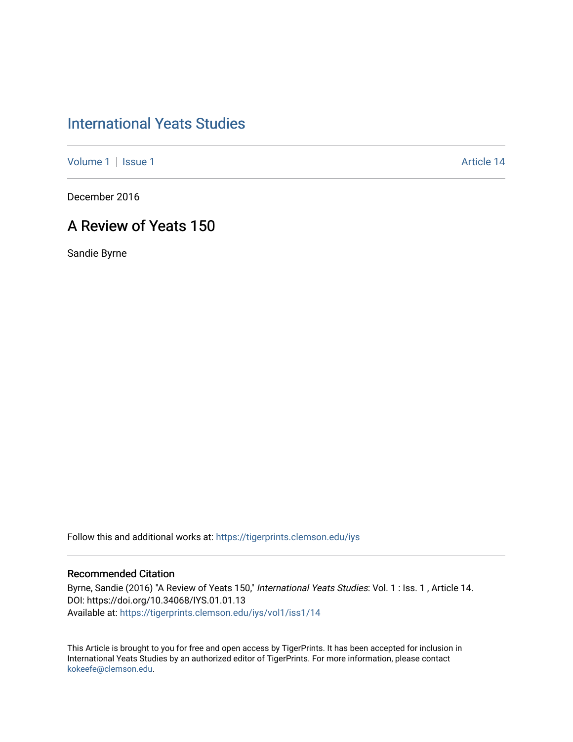# International Yeats Studies

Volume 1 | Issue 1 Article 14

December 2016

## A Review of Yeats 150

Sandie Byrne

Follow this and additional works at: https://tigerprints.clemson.edu/iys

### Recommended Citation

Byrne, Sandie (2016) "A Review of Yeats 150," *International Yeats Studies*: Vol. 1 : Iss. 1 , Article 14.
DOI: https://doi.org/10.34068/IYS.01.01.13
Available at: https://tigerprints.clemson.edu/iys/vol1/iss1/14

This Article is brought to you for free and open access by TigerPrints. It has been accepted for inclusion in International Yeats Studies by an authorized editor of TigerPrints. For more information, please contact kokeefe@clemson.edu.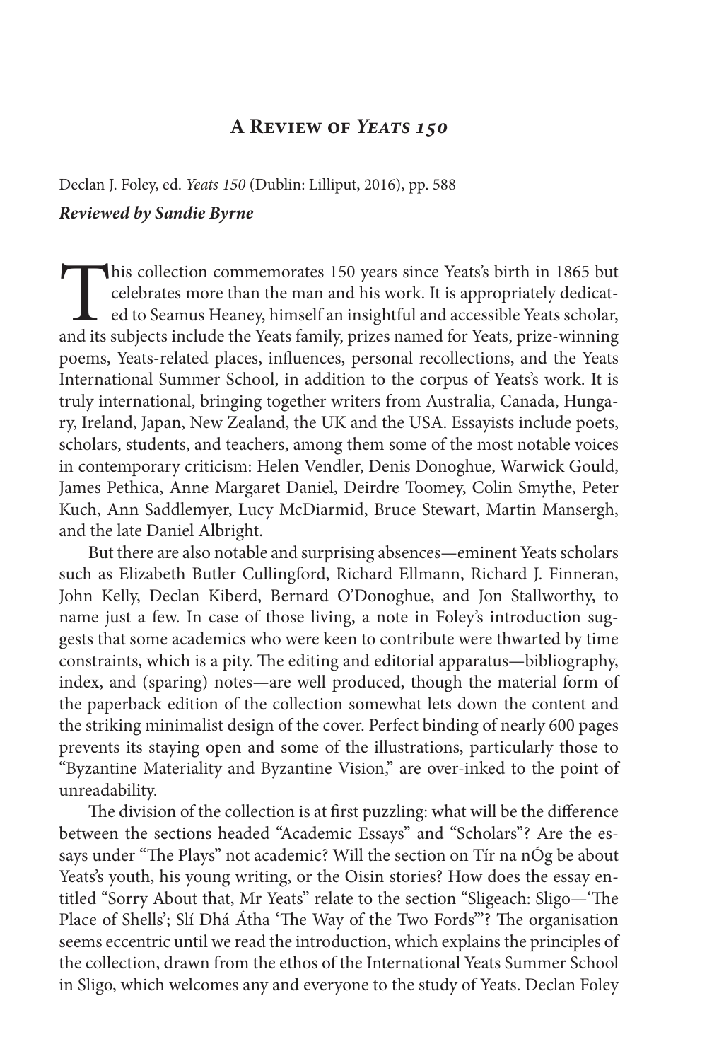## A Review of *Yeats 150*

Declan J. Foley, ed. *Yeats 150* (Dublin: Lilliput, 2016), pp. 588

***Reviewed by Sandie Byrne***

This collection commemorates 150 years since Yeats's birth in 1865 but celebrates more than the man and his work. It is appropriately dedicated to Seamus Heaney, himself an insightful and accessible Yeats scholar, and its subjects include the Yeats family, prizes named for Yeats, prize-winning poems, Yeats-related places, influences, personal recollections, and the Yeats International Summer School, in addition to the corpus of Yeats's work. It is truly international, bringing together writers from Australia, Canada, Hungary, Ireland, Japan, New Zealand, the UK and the USA. Essayists include poets, scholars, students, and teachers, among them some of the most notable voices in contemporary criticism: Helen Vendler, Denis Donoghue, Warwick Gould, James Pethica, Anne Margaret Daniel, Deirdre Toomey, Colin Smythe, Peter Kuch, Ann Saddlemyer, Lucy McDiarmid, Bruce Stewart, Martin Mansergh, and the late Daniel Albright.

But there are also notable and surprising absences—eminent Yeats scholars such as Elizabeth Butler Cullingford, Richard Ellmann, Richard J. Finneran, John Kelly, Declan Kiberd, Bernard O'Donoghue, and Jon Stallworthy, to name just a few. In case of those living, a note in Foley's introduction suggests that some academics who were keen to contribute were thwarted by time constraints, which is a pity. The editing and editorial apparatus—bibliography, index, and (sparing) notes—are well produced, though the material form of the paperback edition of the collection somewhat lets down the content and the striking minimalist design of the cover. Perfect binding of nearly 600 pages prevents its staying open and some of the illustrations, particularly those to "Byzantine Materiality and Byzantine Vision," are over-inked to the point of unreadability.

The division of the collection is at first puzzling: what will be the difference between the sections headed "Academic Essays" and "Scholars"? Are the essays under "The Plays" not academic? Will the section on Tír na nÓg be about Yeats's youth, his young writing, or the Oisin stories? How does the essay entitled "Sorry About that, Mr Yeats" relate to the section "Sligeach: Sligo—'The Place of Shells'; Slí Dhá Átha 'The Way of the Two Fords'"? The organisation seems eccentric until we read the introduction, which explains the principles of the collection, drawn from the ethos of the International Yeats Summer School in Sligo, which welcomes any and everyone to the study of Yeats. Declan Foley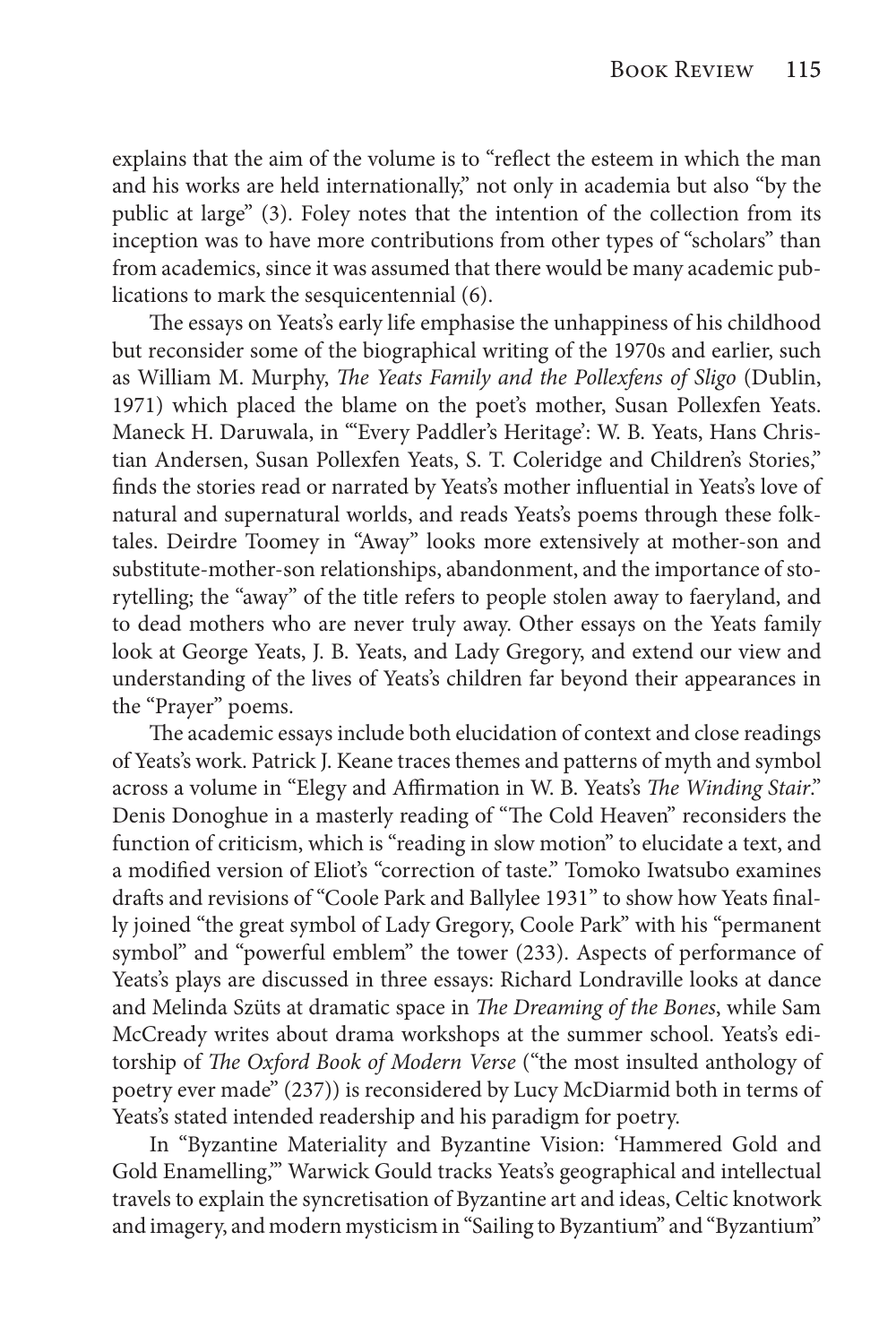explains that the aim of the volume is to "reflect the esteem in which the man and his works are held internationally," not only in academia but also "by the public at large" (3). Foley notes that the intention of the collection from its inception was to have more contributions from other types of "scholars" than from academics, since it was assumed that there would be many academic publications to mark the sesquicentennial (6).

The essays on Yeats's early life emphasise the unhappiness of his childhood but reconsider some of the biographical writing of the 1970s and earlier, such as William M. Murphy, *The Yeats Family and the Pollexfens of Sligo* (Dublin, 1971) which placed the blame on the poet's mother, Susan Pollexfen Yeats. Maneck H. Daruwala, in "'Every Paddler's Heritage': W. B. Yeats, Hans Christian Andersen, Susan Pollexfen Yeats, S. T. Coleridge and Children's Stories," finds the stories read or narrated by Yeats's mother influential in Yeats's love of natural and supernatural worlds, and reads Yeats's poems through these folktales. Deirdre Toomey in "Away" looks more extensively at mother-son and substitute-mother-son relationships, abandonment, and the importance of storytelling; the "away" of the title refers to people stolen away to faeryland, and to dead mothers who are never truly away. Other essays on the Yeats family look at George Yeats, J. B. Yeats, and Lady Gregory, and extend our view and understanding of the lives of Yeats's children far beyond their appearances in the "Prayer" poems.

The academic essays include both elucidation of context and close readings of Yeats's work. Patrick J. Keane traces themes and patterns of myth and symbol across a volume in "Elegy and Affirmation in W. B. Yeats's *The Winding Stair*." Denis Donoghue in a masterly reading of "The Cold Heaven" reconsiders the function of criticism, which is "reading in slow motion" to elucidate a text, and a modified version of Eliot's "correction of taste." Tomoko Iwatsubo examines drafts and revisions of "Coole Park and Ballylee 1931" to show how Yeats finally joined "the great symbol of Lady Gregory, Coole Park" with his "permanent symbol" and "powerful emblem" the tower (233). Aspects of performance of Yeats's plays are discussed in three essays: Richard Londraville looks at dance and Melinda Szüts at dramatic space in *The Dreaming of the Bones*, while Sam McCready writes about drama workshops at the summer school. Yeats's editorship of *The Oxford Book of Modern Verse* ("the most insulted anthology of poetry ever made" (237)) is reconsidered by Lucy McDiarmid both in terms of Yeats's stated intended readership and his paradigm for poetry.

In "Byzantine Materiality and Byzantine Vision: 'Hammered Gold and Gold Enamelling,'" Warwick Gould tracks Yeats's geographical and intellectual travels to explain the syncretisation of Byzantine art and ideas, Celtic knotwork and imagery, and modern mysticism in "Sailing to Byzantium" and "Byzantium"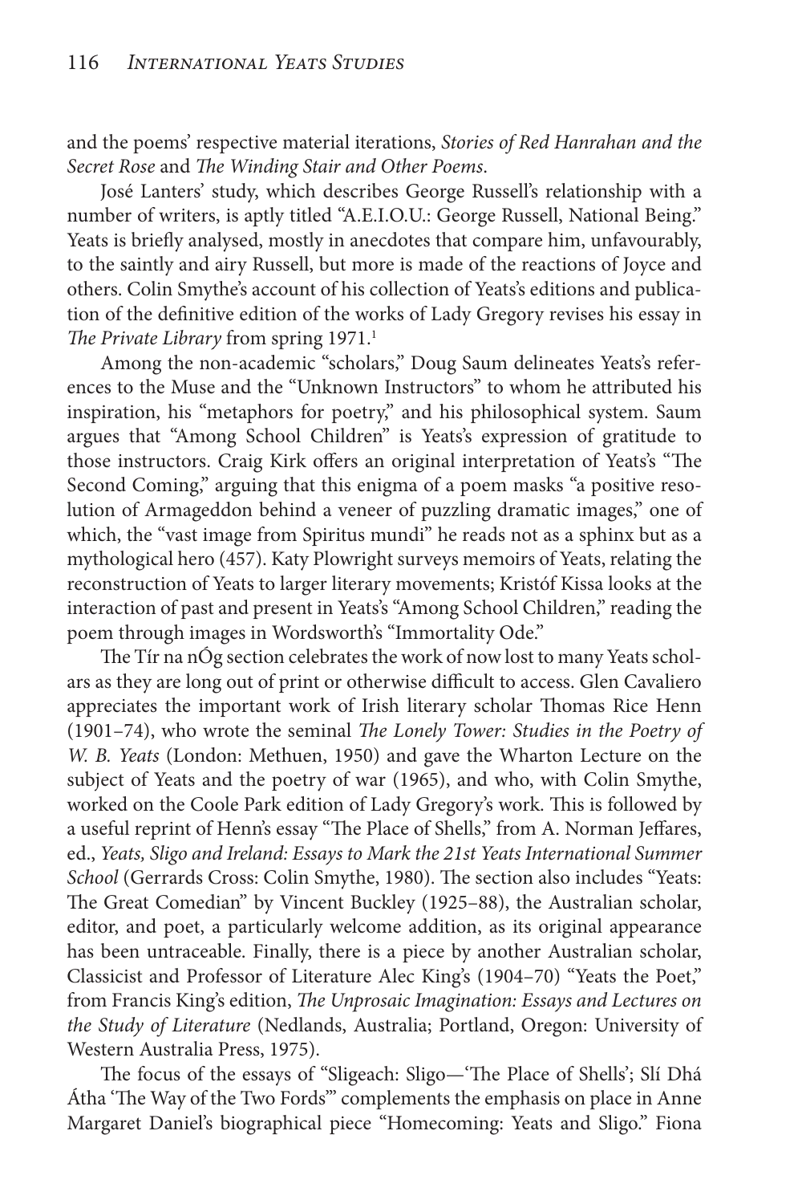and the poems' respective material iterations, *Stories of Red Hanrahan and the Secret Rose* and *The Winding Stair and Other Poems*.

José Lanters' study, which describes George Russell's relationship with a number of writers, is aptly titled "A.E.I.O.U.: George Russell, National Being." Yeats is briefly analysed, mostly in anecdotes that compare him, unfavourably, to the saintly and airy Russell, but more is made of the reactions of Joyce and others. Colin Smythe's account of his collection of Yeats's editions and publication of the definitive edition of the works of Lady Gregory revises his essay in *The Private Library* from spring 1971.[1]

Among the non-academic "scholars," Doug Saum delineates Yeats's references to the Muse and the "Unknown Instructors" to whom he attributed his inspiration, his "metaphors for poetry," and his philosophical system. Saum argues that "Among School Children" is Yeats's expression of gratitude to those instructors. Craig Kirk offers an original interpretation of Yeats's "The Second Coming," arguing that this enigma of a poem masks "a positive resolution of Armageddon behind a veneer of puzzling dramatic images," one of which, the "vast image from Spiritus mundi" he reads not as a sphinx but as a mythological hero (457). Katy Plowright surveys memoirs of Yeats, relating the reconstruction of Yeats to larger literary movements; Kristóf Kissa looks at the interaction of past and present in Yeats's "Among School Children," reading the poem through images in Wordsworth's "Immortality Ode."

The Tír na nÓg section celebrates the work of now lost to many Yeats scholars as they are long out of print or otherwise difficult to access. Glen Cavaliero appreciates the important work of Irish literary scholar Thomas Rice Henn (1901–74), who wrote the seminal *The Lonely Tower: Studies in the Poetry of W. B. Yeats* (London: Methuen, 1950) and gave the Wharton Lecture on the subject of Yeats and the poetry of war (1965), and who, with Colin Smythe, worked on the Coole Park edition of Lady Gregory's work. This is followed by a useful reprint of Henn's essay "The Place of Shells," from A. Norman Jeffares, ed., *Yeats, Sligo and Ireland: Essays to Mark the 21st Yeats International Summer School* (Gerrards Cross: Colin Smythe, 1980). The section also includes "Yeats: The Great Comedian" by Vincent Buckley (1925–88), the Australian scholar, editor, and poet, a particularly welcome addition, as its original appearance has been untraceable. Finally, there is a piece by another Australian scholar, Classicist and Professor of Literature Alec King's (1904–70) "Yeats the Poet," from Francis King's edition, *The Unprosaic Imagination: Essays and Lectures on the Study of Literature* (Nedlands, Australia; Portland, Oregon: University of Western Australia Press, 1975).

The focus of the essays of "Sligeach: Sligo—'The Place of Shells'; Slí Dhá Átha 'The Way of the Two Fords'" complements the emphasis on place in Anne Margaret Daniel's biographical piece "Homecoming: Yeats and Sligo." Fiona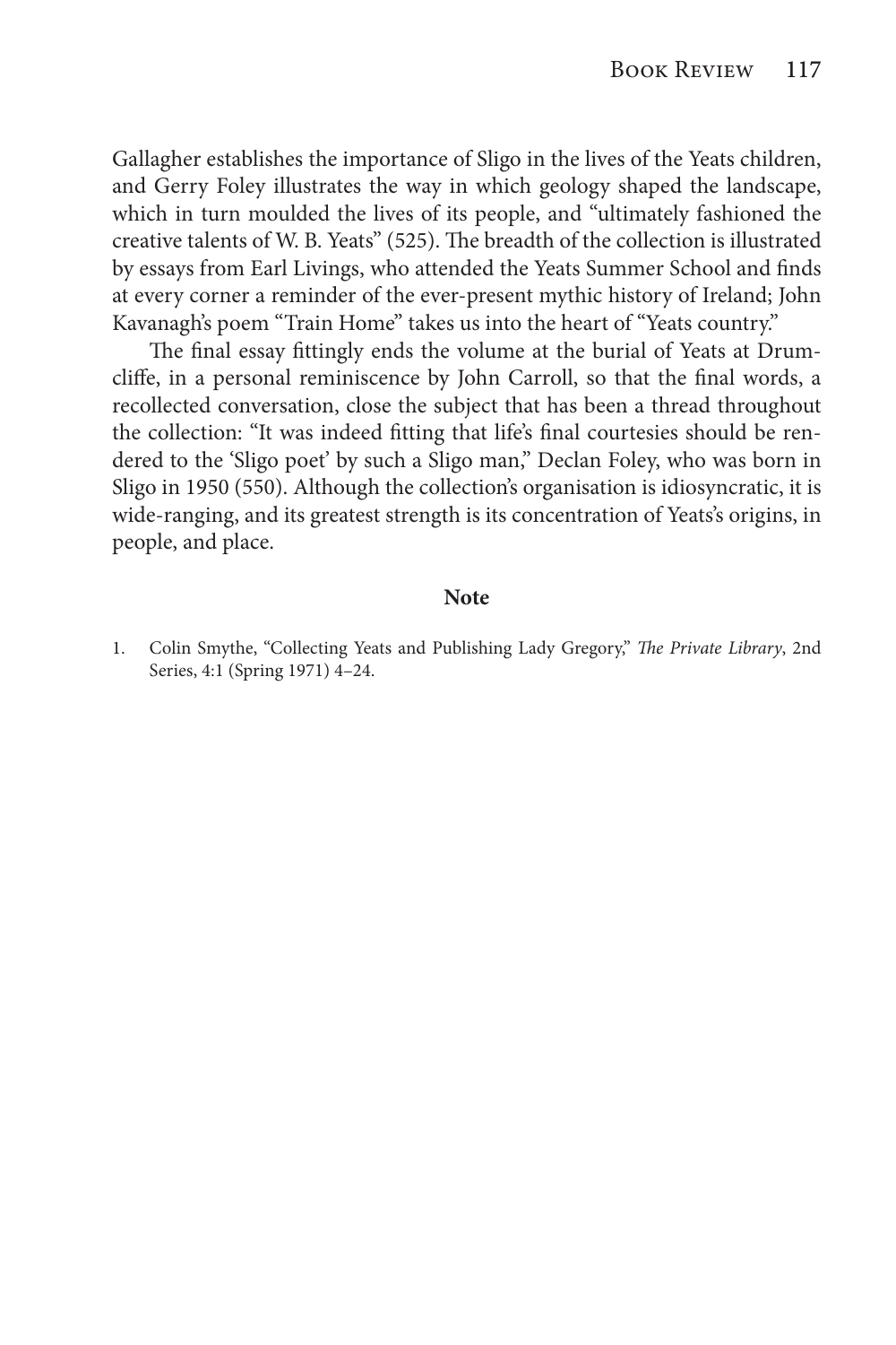Gallagher establishes the importance of Sligo in the lives of the Yeats children, and Gerry Foley illustrates the way in which geology shaped the landscape, which in turn moulded the lives of its people, and "ultimately fashioned the creative talents of W. B. Yeats" (525). The breadth of the collection is illustrated by essays from Earl Livings, who attended the Yeats Summer School and finds at every corner a reminder of the ever-present mythic history of Ireland; John Kavanagh's poem "Train Home" takes us into the heart of "Yeats country."

The final essay fittingly ends the volume at the burial of Yeats at Drumcliffe, in a personal reminiscence by John Carroll, so that the final words, a recollected conversation, close the subject that has been a thread throughout the collection: "It was indeed fitting that life's final courtesies should be rendered to the 'Sligo poet' by such a Sligo man," Declan Foley, who was born in Sligo in 1950 (550). Although the collection's organisation is idiosyncratic, it is wide-ranging, and its greatest strength is its concentration of Yeats's origins, in people, and place.

## Note

1. Colin Smythe, "Collecting Yeats and Publishing Lady Gregory," *The Private Library*, 2nd Series, 4:1 (Spring 1971) 4–24.